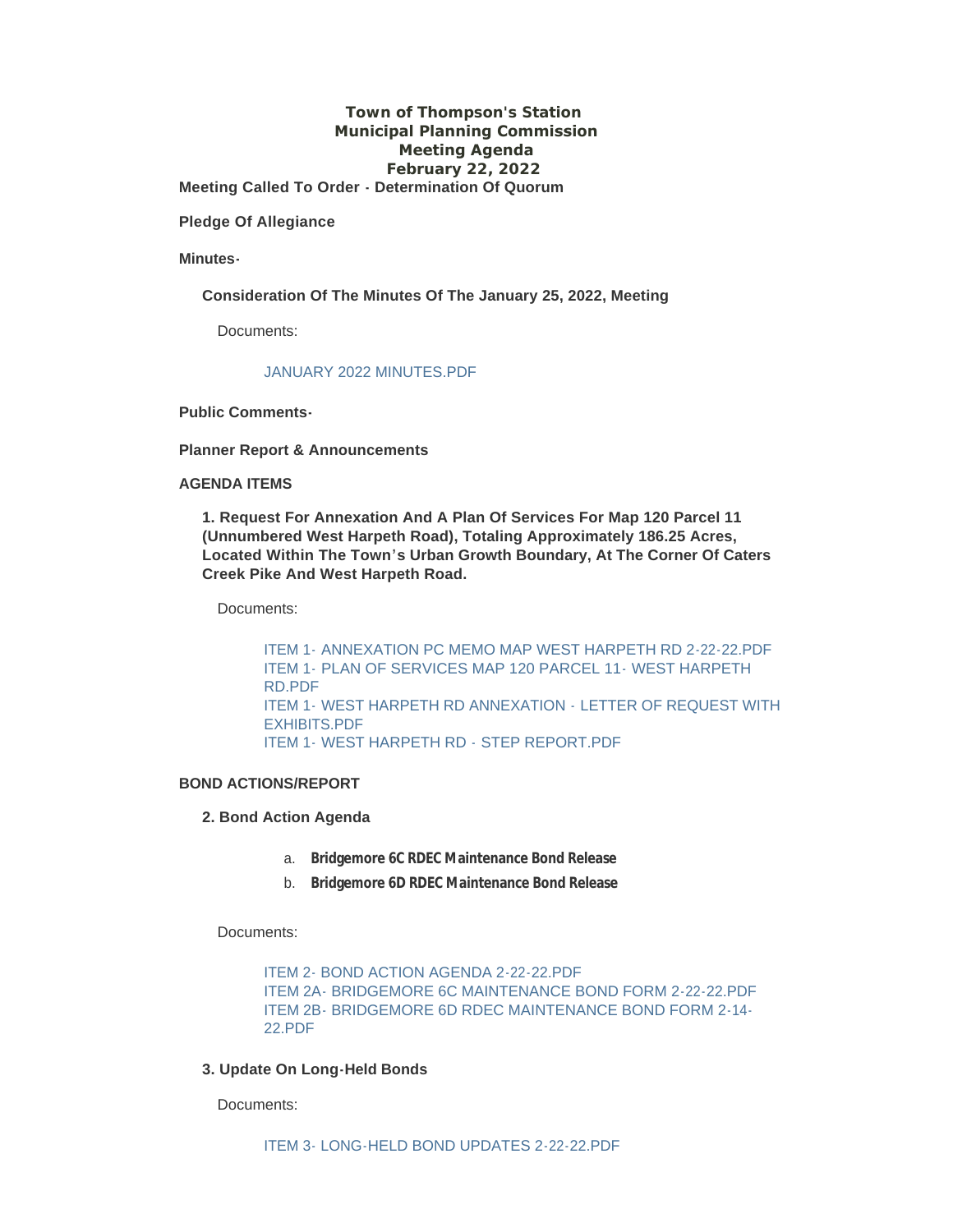# Town of Thompson's Station
## Municipal Planning Commission
## Meeting Agenda
## February 22, 2022

**Meeting Called To Order - Determination Of Quorum**

**Pledge Of Allegiance**

**Minutes-**

**Consideration Of The Minutes Of The January 25, 2022, Meeting**

Documents:

JANUARY 2022 MINUTES.PDF

**Public Comments-**

**Planner Report & Announcements**

**AGENDA ITEMS**

**1. Request For Annexation And A Plan Of Services For Map 120 Parcel 11 (Unnumbered West Harpeth Road), Totaling Approximately 186.25 Acres, Located Within The Town's Urban Growth Boundary, At The Corner Of Caters Creek Pike And West Harpeth Road.**

Documents:

ITEM 1- ANNEXATION PC MEMO MAP WEST HARPETH RD 2-22-22.PDF
ITEM 1- PLAN OF SERVICES MAP 120 PARCEL 11- WEST HARPETH RD.PDF
ITEM 1- WEST HARPETH RD ANNEXATION - LETTER OF REQUEST WITH EXHIBITS.PDF
ITEM 1- WEST HARPETH RD - STEP REPORT.PDF

**BOND ACTIONS/REPORT**

**2. Bond Action Agenda**

a. **Bridgemore 6C RDEC Maintenance Bond Release**
b. **Bridgemore 6D RDEC Maintenance Bond Release**

Documents:

ITEM 2- BOND ACTION AGENDA 2-22-22.PDF
ITEM 2A- BRIDGEMORE 6C MAINTENANCE BOND FORM 2-22-22.PDF
ITEM 2B- BRIDGEMORE 6D RDEC MAINTENANCE BOND FORM 2-14-22.PDF

**3. Update On Long-Held Bonds**

Documents:

ITEM 3- LONG-HELD BOND UPDATES 2-22-22.PDF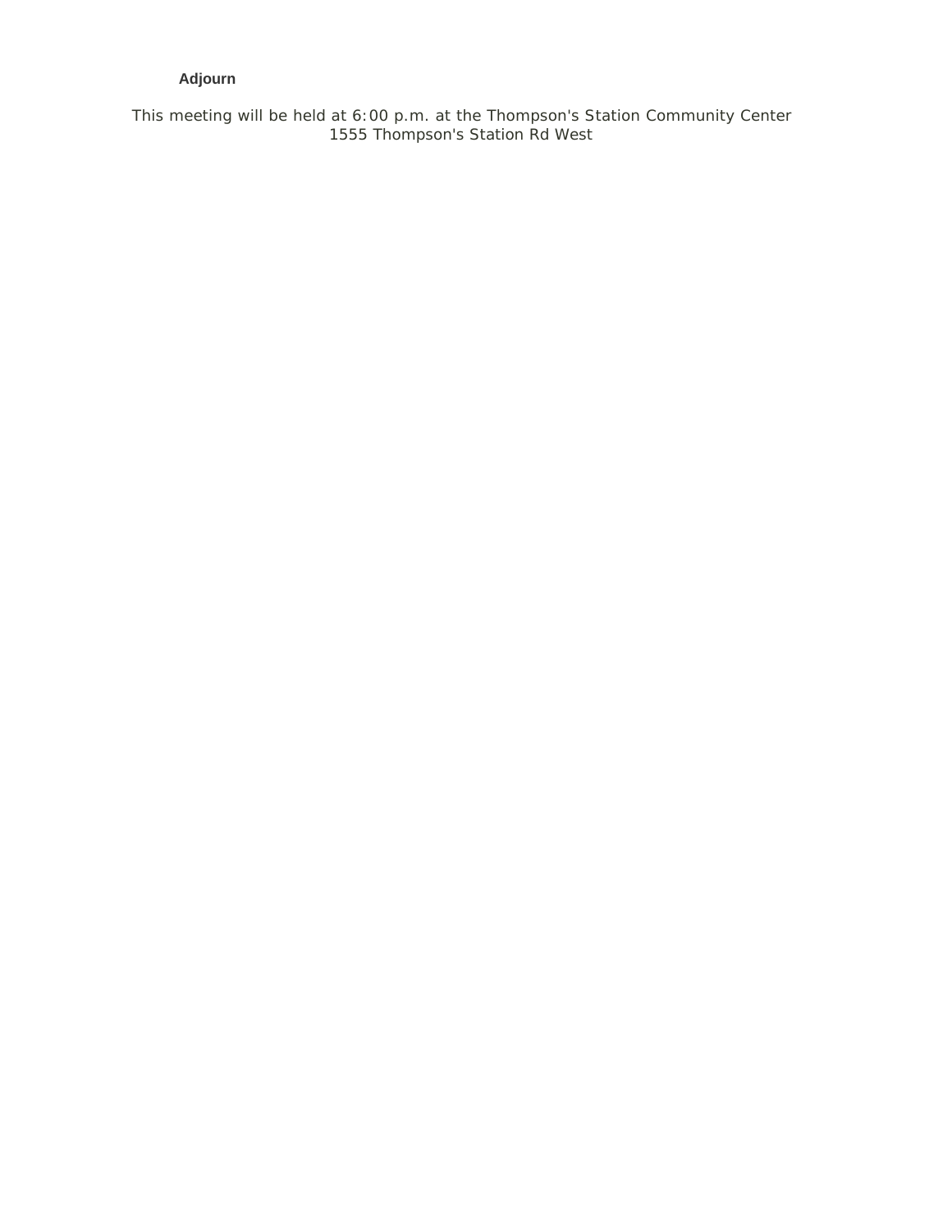**Adjourn**

This meeting will be held at 6:00 p.m. at the Thompson's Station Community Center
1555 Thompson's Station Rd West